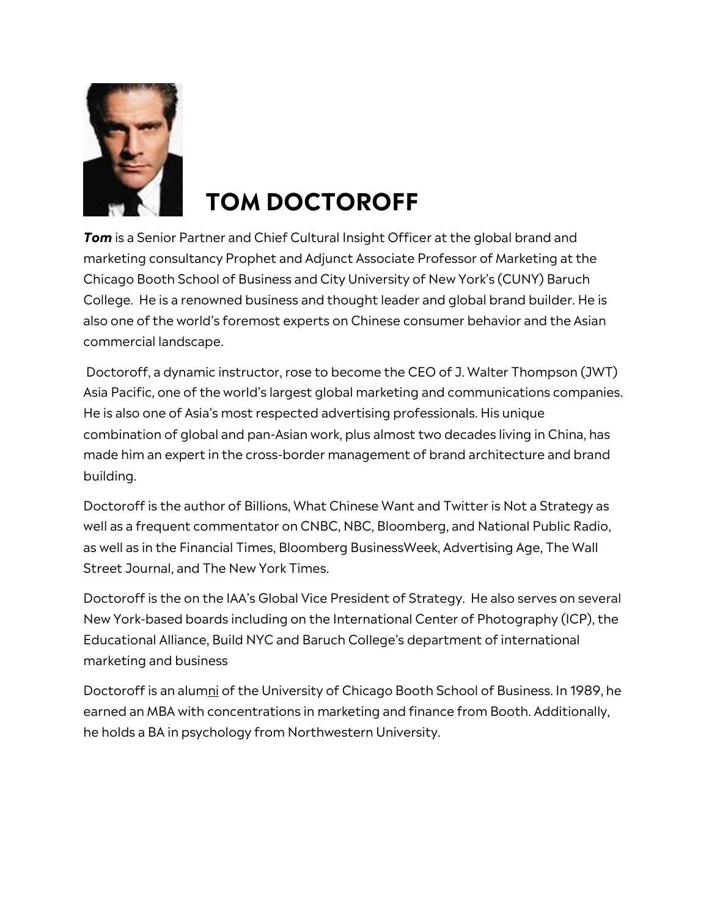# TOM DOCTOROFF

***Tom*** is a Senior Partner and Chief Cultural Insight Officer at the global brand and marketing consultancy Prophet and Adjunct Associate Professor of Marketing at the Chicago Booth School of Business and City University of New York's (CUNY) Baruch College. He is a renowned business and thought leader and global brand builder. He is also one of the world's foremost experts on Chinese consumer behavior and the Asian commercial landscape.

Doctoroff, a dynamic instructor, rose to become the CEO of J. Walter Thompson (JWT) Asia Pacific, one of the world's largest global marketing and communications companies. He is also one of Asia's most respected advertising professionals. His unique combination of global and pan-Asian work, plus almost two decades living in China, has made him an expert in the cross-border management of brand architecture and brand building.

Doctoroff is the author of Billions, What Chinese Want and Twitter is Not a Strategy as well as a frequent commentator on CNBC, NBC, Bloomberg, and National Public Radio, as well as in the Financial Times, Bloomberg BusinessWeek, Advertising Age, The Wall Street Journal, and The New York Times.

Doctoroff is the on the IAA's Global Vice President of Strategy. He also serves on several New York-based boards including on the International Center of Photography (ICP), the Educational Alliance, Build NYC and Baruch College's department of international marketing and business

Doctoroff is an alumni of the University of Chicago Booth School of Business. In 1989, he earned an MBA with concentrations in marketing and finance from Booth. Additionally, he holds a BA in psychology from Northwestern University.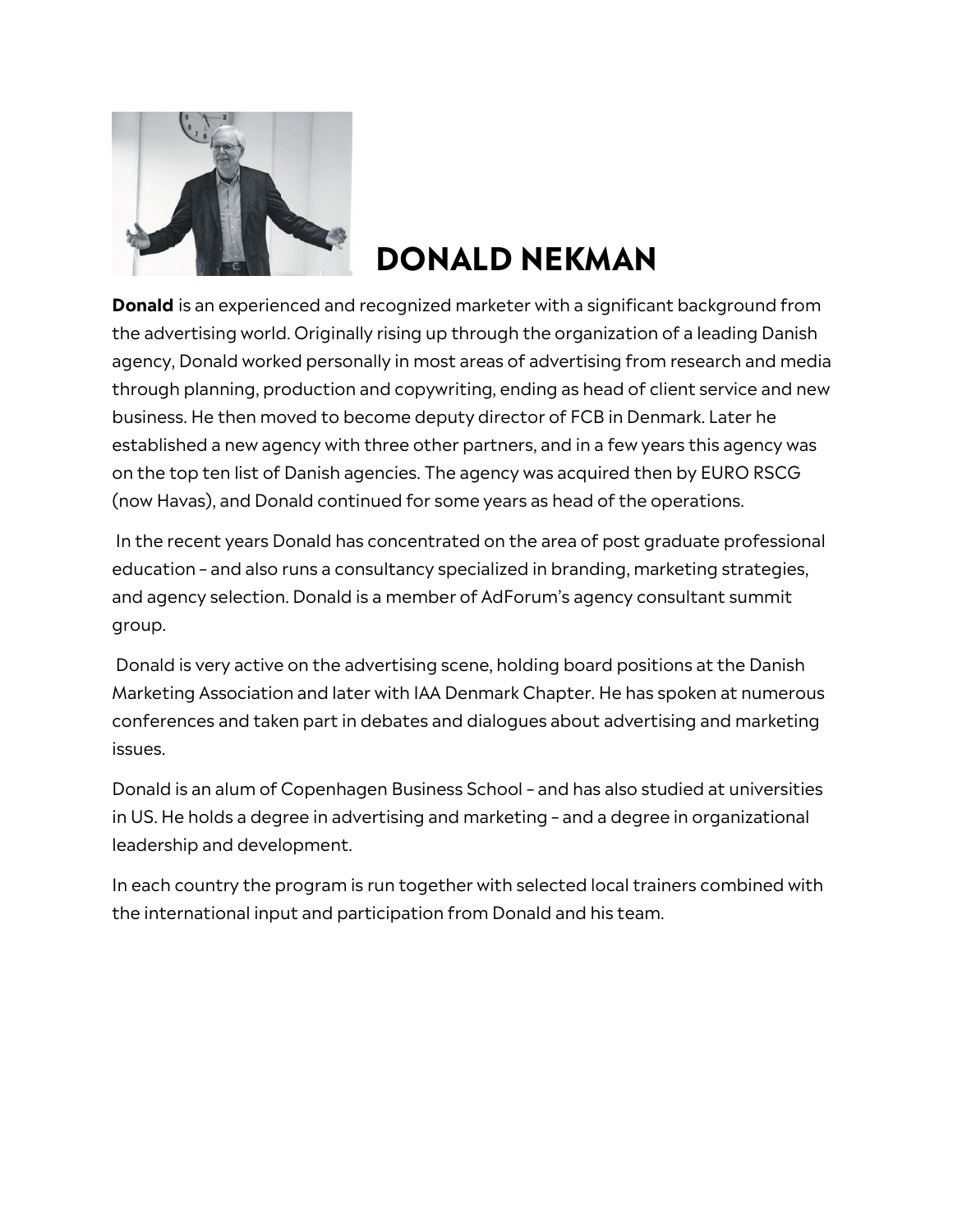# DONALD NEKMAN

**Donald** is an experienced and recognized marketer with a significant background from the advertising world. Originally rising up through the organization of a leading Danish agency, Donald worked personally in most areas of advertising from research and media through planning, production and copywriting, ending as head of client service and new business. He then moved to become deputy director of FCB in Denmark. Later he established a new agency with three other partners, and in a few years this agency was on the top ten list of Danish agencies. The agency was acquired then by EURO RSCG (now Havas), and Donald continued for some years as head of the operations.

In the recent years Donald has concentrated on the area of post graduate professional education – and also runs a consultancy specialized in branding, marketing strategies, and agency selection. Donald is a member of AdForum's agency consultant summit group.

Donald is very active on the advertising scene, holding board positions at the Danish Marketing Association and later with IAA Denmark Chapter. He has spoken at numerous conferences and taken part in debates and dialogues about advertising and marketing issues.

Donald is an alum of Copenhagen Business School – and has also studied at universities in US. He holds a degree in advertising and marketing – and a degree in organizational leadership and development.

In each country the program is run together with selected local trainers combined with the international input and participation from Donald and his team.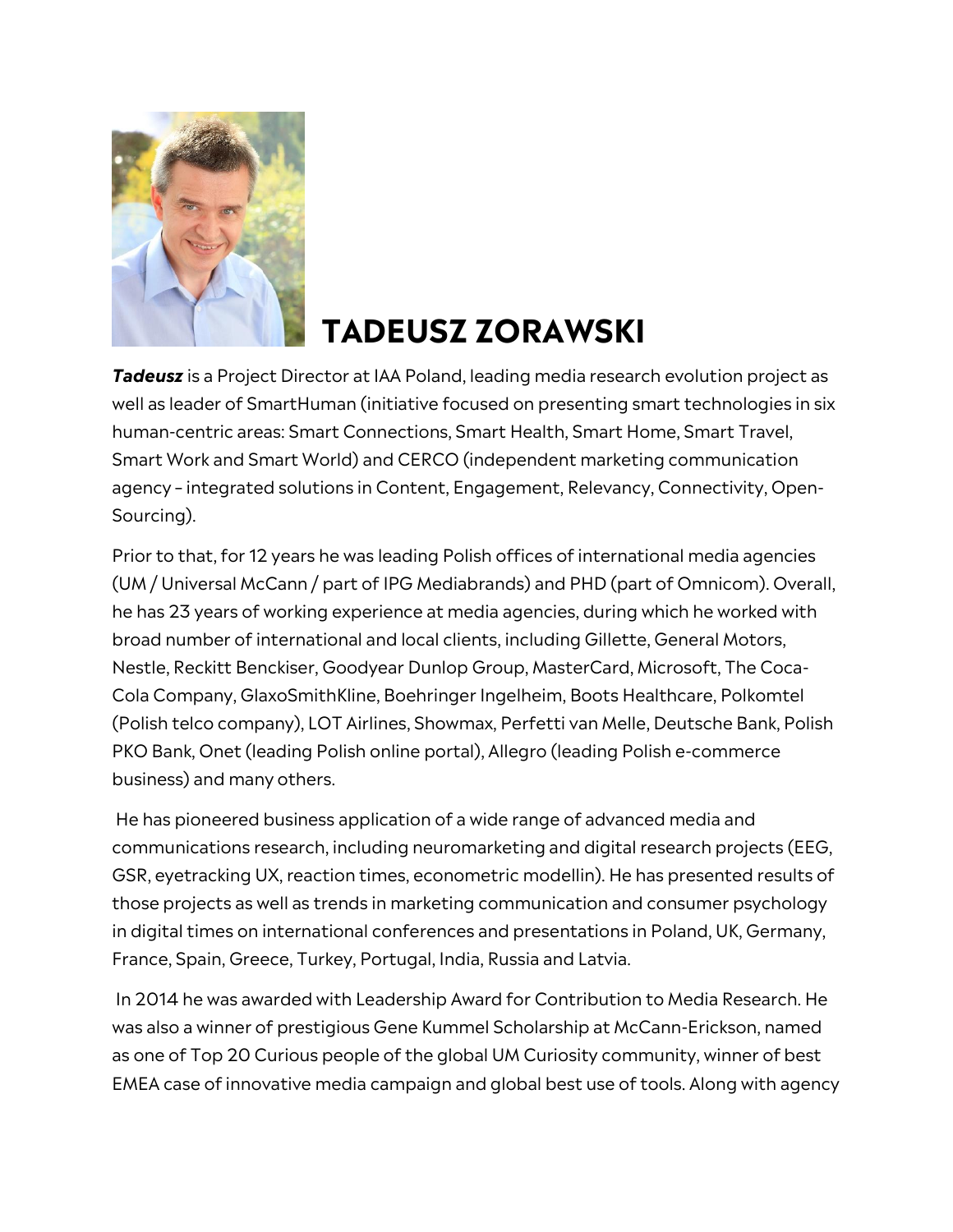# TADEUSZ ZORAWSKI

***Tadeusz*** is a Project Director at IAA Poland, leading media research evolution project as well as leader of SmartHuman (initiative focused on presenting smart technologies in six human-centric areas: Smart Connections, Smart Health, Smart Home, Smart Travel, Smart Work and Smart World) and CERCO (independent marketing communication agency – integrated solutions in Content, Engagement, Relevancy, Connectivity, Open-Sourcing).

Prior to that, for 12 years he was leading Polish offices of international media agencies (UM / Universal McCann / part of IPG Mediabrands) and PHD (part of Omnicom). Overall, he has 23 years of working experience at media agencies, during which he worked with broad number of international and local clients, including Gillette, General Motors, Nestle, Reckitt Benckiser, Goodyear Dunlop Group, MasterCard, Microsoft, The Coca-Cola Company, GlaxoSmithKline, Boehringer Ingelheim, Boots Healthcare, Polkomtel (Polish telco company), LOT Airlines, Showmax, Perfetti van Melle, Deutsche Bank, Polish PKO Bank, Onet (leading Polish online portal), Allegro (leading Polish e-commerce business) and many others.

He has pioneered business application of a wide range of advanced media and communications research, including neuromarketing and digital research projects (EEG, GSR, eyetracking UX, reaction times, econometric modellin). He has presented results of those projects as well as trends in marketing communication and consumer psychology in digital times on international conferences and presentations in Poland, UK, Germany, France, Spain, Greece, Turkey, Portugal, India, Russia and Latvia.

In 2014 he was awarded with Leadership Award for Contribution to Media Research. He was also a winner of prestigious Gene Kummel Scholarship at McCann-Erickson, named as one of Top 20 Curious people of the global UM Curiosity community, winner of best EMEA case of innovative media campaign and global best use of tools. Along with agency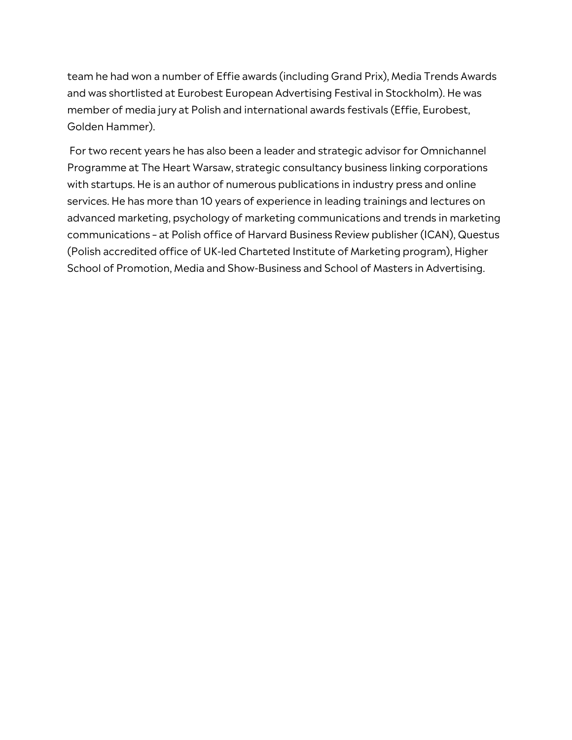team he had won a number of Effie awards (including Grand Prix), Media Trends Awards and was shortlisted at Eurobest European Advertising Festival in Stockholm). He was member of media jury at Polish and international awards festivals (Effie, Eurobest, Golden Hammer).

For two recent years he has also been a leader and strategic advisor for Omnichannel Programme at The Heart Warsaw, strategic consultancy business linking corporations with startups. He is an author of numerous publications in industry press and online services. He has more than 10 years of experience in leading trainings and lectures on advanced marketing, psychology of marketing communications and trends in marketing communications – at Polish office of Harvard Business Review publisher (ICAN), Questus (Polish accredited office of UK-led Charteted Institute of Marketing program), Higher School of Promotion, Media and Show-Business and School of Masters in Advertising.